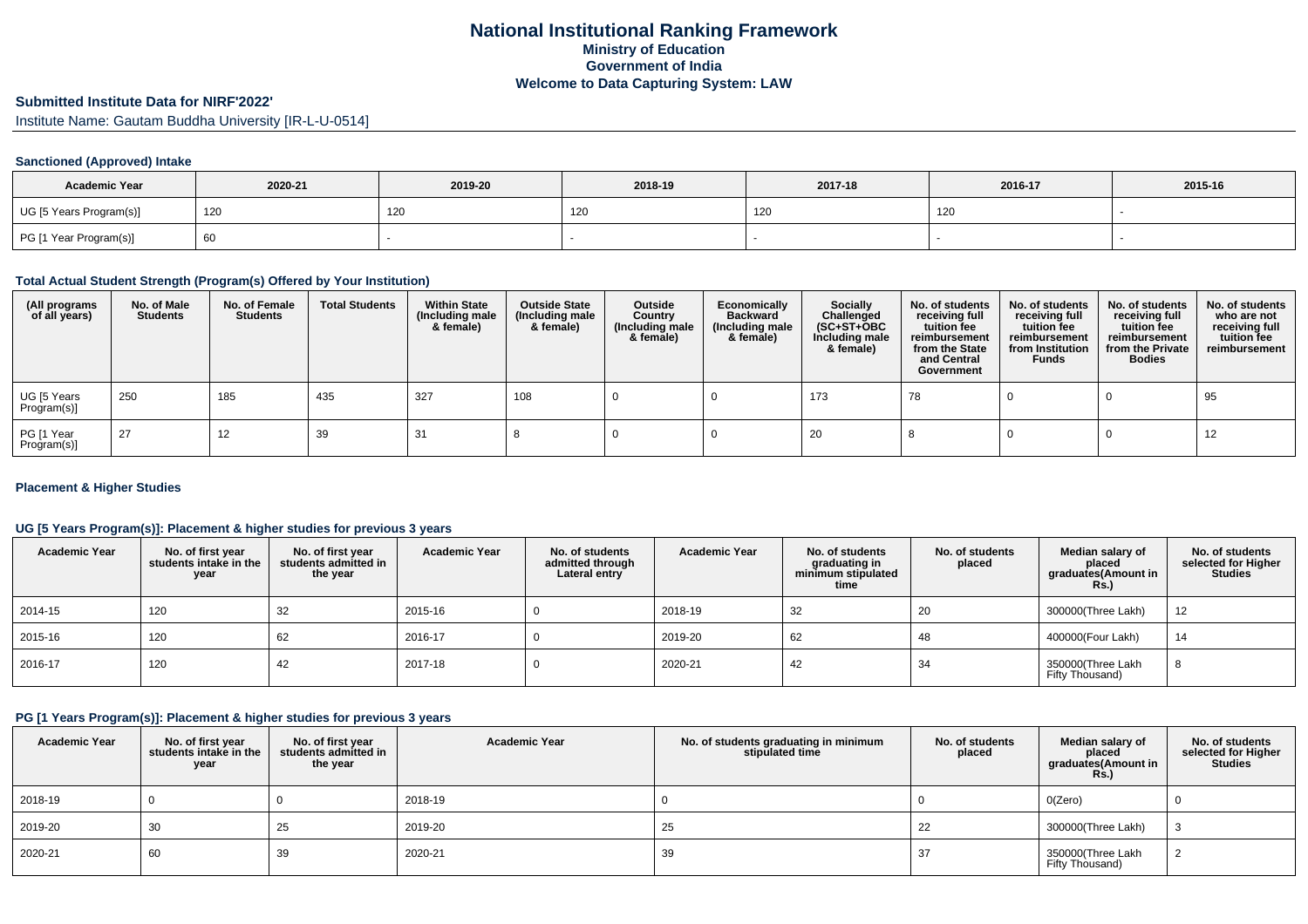# National Institutional Ranking Framework
## Ministry of Education
## Government of India
## Welcome to Data Capturing System: LAW

**Submitted Institute Data for NIRF'2022'**

Institute Name: Gautam Buddha University [IR-L-U-0514]

### Sanctioned (Approved) Intake

| Academic Year | 2020-21 | 2019-20 | 2018-19 | 2017-18 | 2016-17 | 2015-16 |
|---|---|---|---|---|---|---|
| UG [5 Years Program(s)] | 120 | 120 | 120 | 120 | 120 | - |
| PG [1 Year Program(s)] | 60 | - | - | - | - | - |

### Total Actual Student Strength (Program(s) Offered by Your Institution)

| (All programs of all years) | No. of Male Students | No. of Female Students | Total Students | Within State (Including male & female) | Outside State (Including male & female) | Outside Country (Including male & female) | Economically Backward (Including male & female) | Socially Challenged (SC+ST+OBC Including male & female) | No. of students receiving full tuition fee reimbursement from the State and Central Government | No. of students receiving full tuition fee reimbursement from Institution Funds | No. of students receiving full tuition fee reimbursement from the Private Bodies | No. of students who are not receiving full tuition fee reimbursement |
|---|---|---|---|---|---|---|---|---|---|---|---|---|
| UG [5 Years Program(s)] | 250 | 185 | 435 | 327 | 108 | 0 | 0 | 173 | 78 | 0 | 0 | 95 |
| PG [1 Year Program(s)] | 27 | 12 | 39 | 31 | 8 | 0 | 0 | 20 | 8 | 0 | 0 | 12 |

### Placement & Higher Studies

### UG [5 Years Program(s)]: Placement & higher studies for previous 3 years

| Academic Year | No. of first year students intake in the year | No. of first year students admitted in the year | Academic Year | No. of students admitted through Lateral entry | Academic Year | No. of students graduating in minimum stipulated time | No. of students placed | Median salary of placed graduates(Amount in Rs.) | No. of students selected for Higher Studies |
|---|---|---|---|---|---|---|---|---|---|
| 2014-15 | 120 | 32 | 2015-16 | 0 | 2018-19 | 32 | 20 | 300000(Three Lakh) | 12 |
| 2015-16 | 120 | 62 | 2016-17 | 0 | 2019-20 | 62 | 48 | 400000(Four Lakh) | 14 |
| 2016-17 | 120 | 42 | 2017-18 | 0 | 2020-21 | 42 | 34 | 350000(Three Lakh Fifty Thousand) | 8 |

### PG [1 Years Program(s)]: Placement & higher studies for previous 3 years

| Academic Year | No. of first year students intake in the year | No. of first year students admitted in the year | Academic Year | No. of students graduating in minimum stipulated time | No. of students placed | Median salary of placed graduates(Amount in Rs.) | No. of students selected for Higher Studies |
|---|---|---|---|---|---|---|---|
| 2018-19 | 0 | 0 | 2018-19 | 0 | 0 | 0(Zero) | 0 |
| 2019-20 | 30 | 25 | 2019-20 | 25 | 22 | 300000(Three Lakh) | 3 |
| 2020-21 | 60 | 39 | 2020-21 | 39 | 37 | 350000(Three Lakh Fifty Thousand) | 2 |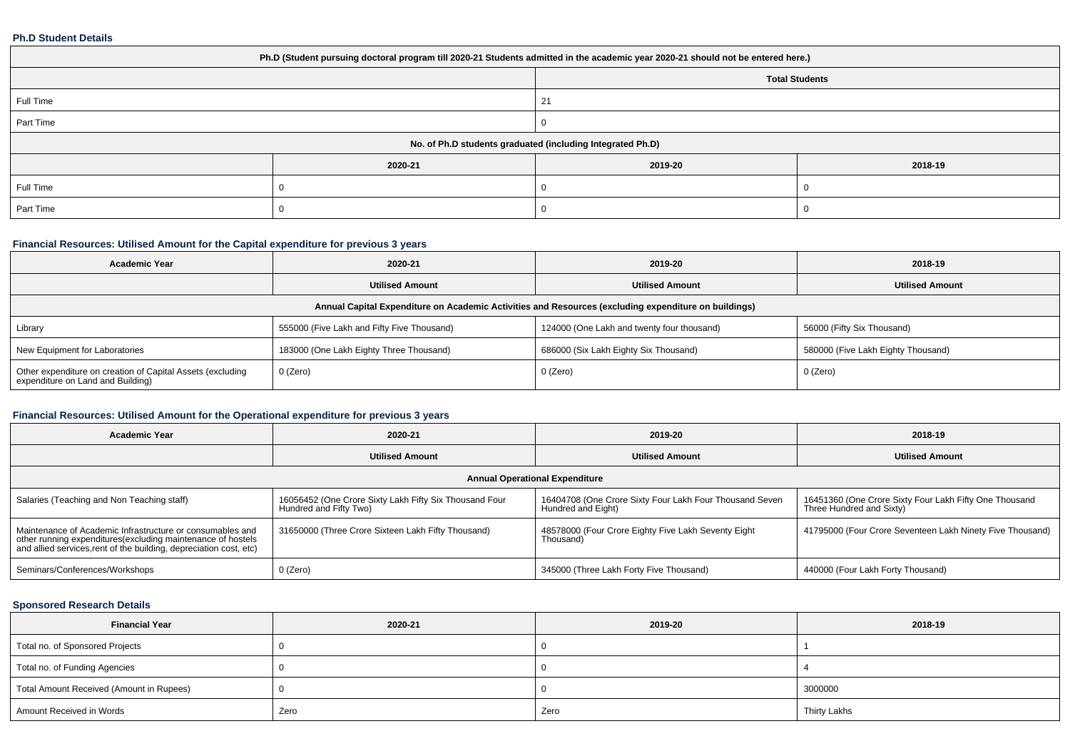#### Ph.D Student Details

| Ph.D (Student pursuing doctoral program till 2020-21 Students admitted in the academic year 2020-21 should not be entered here.) | | | |
|---|---|---|---|
| | | Total Students | |
| Full Time | | 21 | |
| Part Time | | 0 | |
| No. of Ph.D students graduated (including Integrated Ph.D) | | | |
| | 2020-21 | 2019-20 | 2018-19 |
| Full Time | 0 | 0 | 0 |
| Part Time | 0 | 0 | 0 |

#### Financial Resources: Utilised Amount for the Capital expenditure for previous 3 years

| Academic Year | 2020-21 | 2019-20 | 2018-19 |
|---|---|---|---|
| | Utilised Amount | Utilised Amount | Utilised Amount |
| Annual Capital Expenditure on Academic Activities and Resources (excluding expenditure on buildings) | | | |
| Library | 555000 (Five Lakh and Fifty Five Thousand) | 124000 (One Lakh and twenty four thousand) | 56000 (Fifty Six Thousand) |
| New Equipment for Laboratories | 183000 (One Lakh Eighty Three Thousand) | 686000 (Six Lakh Eighty Six Thousand) | 580000 (Five Lakh Eighty Thousand) |
| Other expenditure on creation of Capital Assets (excluding expenditure on Land and Building) | 0 (Zero) | 0 (Zero) | 0 (Zero) |

#### Financial Resources: Utilised Amount for the Operational expenditure for previous 3 years

| Academic Year | 2020-21 | 2019-20 | 2018-19 |
|---|---|---|---|
| | Utilised Amount | Utilised Amount | Utilised Amount |
| Annual Operational Expenditure | | | |
| Salaries (Teaching and Non Teaching staff) | 16056452 (One Crore Sixty Lakh Fifty Six Thousand Four Hundred and Fifty Two) | 16404708 (One Crore Sixty Four Lakh Four Thousand Seven Hundred and Eight) | 16451360 (One Crore Sixty Four Lakh Fifty One Thousand Three Hundred and Sixty) |
| Maintenance of Academic Infrastructure or consumables and other running expenditures(excluding maintenance of hostels and allied services,rent of the building, depreciation cost, etc) | 31650000 (Three Crore Sixteen Lakh Fifty Thousand) | 48578000 (Four Crore Eighty Five Lakh Seventy Eight Thousand) | 41795000 (Four Crore Seventeen Lakh Ninety Five Thousand) |
| Seminars/Conferences/Workshops | 0 (Zero) | 345000 (Three Lakh Forty Five Thousand) | 440000 (Four Lakh Forty Thousand) |

#### Sponsored Research Details

| Financial Year | 2020-21 | 2019-20 | 2018-19 |
|---|---|---|---|
| Total no. of Sponsored Projects | 0 | 0 | 1 |
| Total no. of Funding Agencies | 0 | 0 | 4 |
| Total Amount Received (Amount in Rupees) | 0 | 0 | 3000000 |
| Amount Received in Words | Zero | Zero | Thirty Lakhs |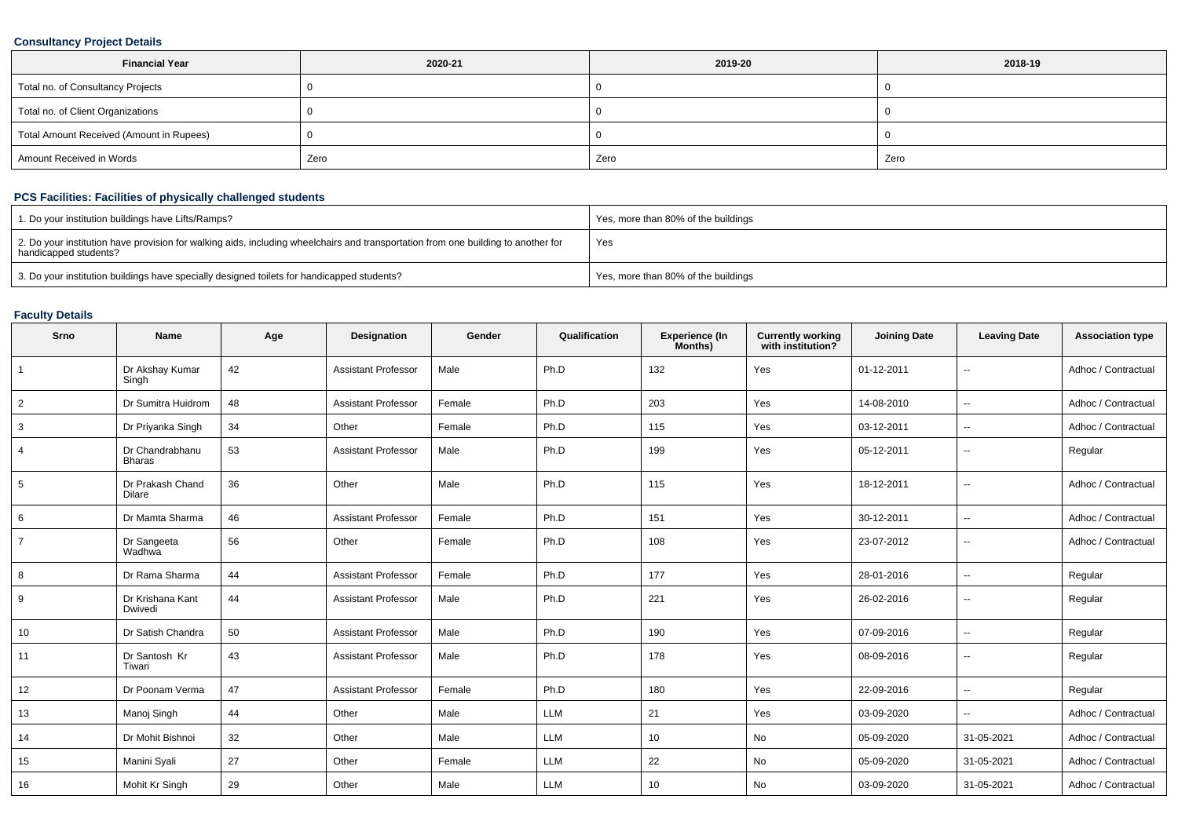### Consultancy Project Details

| Financial Year | 2020-21 | 2019-20 | 2018-19 |
|---|---|---|---|
| Total no. of Consultancy Projects | 0 | 0 | 0 |
| Total no. of Client Organizations | 0 | 0 | 0 |
| Total Amount Received (Amount in Rupees) | 0 | 0 | 0 |
| Amount Received in Words | Zero | Zero | Zero |

### PCS Facilities: Facilities of physically challenged students

| | |
|---|---|
| 1. Do your institution buildings have Lifts/Ramps? | Yes, more than 80% of the buildings |
| 2. Do your institution have provision for walking aids, including wheelchairs and transportation from one building to another for handicapped students? | Yes |
| 3. Do your institution buildings have specially designed toilets for handicapped students? | Yes, more than 80% of the buildings |

### Faculty Details

| Srno | Name | Age | Designation | Gender | Qualification | Experience (In Months) | Currently working with institution? | Joining Date | Leaving Date | Association type |
|---|---|---|---|---|---|---|---|---|---|---|
| 1 | Dr Akshay Kumar Singh | 42 | Assistant Professor | Male | Ph.D | 132 | Yes | 01-12-2011 | -- | Adhoc / Contractual |
| 2 | Dr Sumitra Huidrom | 48 | Assistant Professor | Female | Ph.D | 203 | Yes | 14-08-2010 | -- | Adhoc / Contractual |
| 3 | Dr Priyanka Singh | 34 | Other | Female | Ph.D | 115 | Yes | 03-12-2011 | -- | Adhoc / Contractual |
| 4 | Dr Chandrabhanu Bharas | 53 | Assistant Professor | Male | Ph.D | 199 | Yes | 05-12-2011 | -- | Regular |
| 5 | Dr Prakash Chand Dilare | 36 | Other | Male | Ph.D | 115 | Yes | 18-12-2011 | -- | Adhoc / Contractual |
| 6 | Dr Mamta Sharma | 46 | Assistant Professor | Female | Ph.D | 151 | Yes | 30-12-2011 | -- | Adhoc / Contractual |
| 7 | Dr Sangeeta Wadhwa | 56 | Other | Female | Ph.D | 108 | Yes | 23-07-2012 | -- | Adhoc / Contractual |
| 8 | Dr Rama Sharma | 44 | Assistant Professor | Female | Ph.D | 177 | Yes | 28-01-2016 | -- | Regular |
| 9 | Dr Krishana Kant Dwivedi | 44 | Assistant Professor | Male | Ph.D | 221 | Yes | 26-02-2016 | -- | Regular |
| 10 | Dr Satish Chandra | 50 | Assistant Professor | Male | Ph.D | 190 | Yes | 07-09-2016 | -- | Regular |
| 11 | Dr Santosh Kr Tiwari | 43 | Assistant Professor | Male | Ph.D | 178 | Yes | 08-09-2016 | -- | Regular |
| 12 | Dr Poonam Verma | 47 | Assistant Professor | Female | Ph.D | 180 | Yes | 22-09-2016 | -- | Regular |
| 13 | Manoj Singh | 44 | Other | Male | LLM | 21 | Yes | 03-09-2020 | -- | Adhoc / Contractual |
| 14 | Dr Mohit Bishnoi | 32 | Other | Male | LLM | 10 | No | 05-09-2020 | 31-05-2021 | Adhoc / Contractual |
| 15 | Manini Syali | 27 | Other | Female | LLM | 22 | No | 05-09-2020 | 31-05-2021 | Adhoc / Contractual |
| 16 | Mohit Kr Singh | 29 | Other | Male | LLM | 10 | No | 03-09-2020 | 31-05-2021 | Adhoc / Contractual |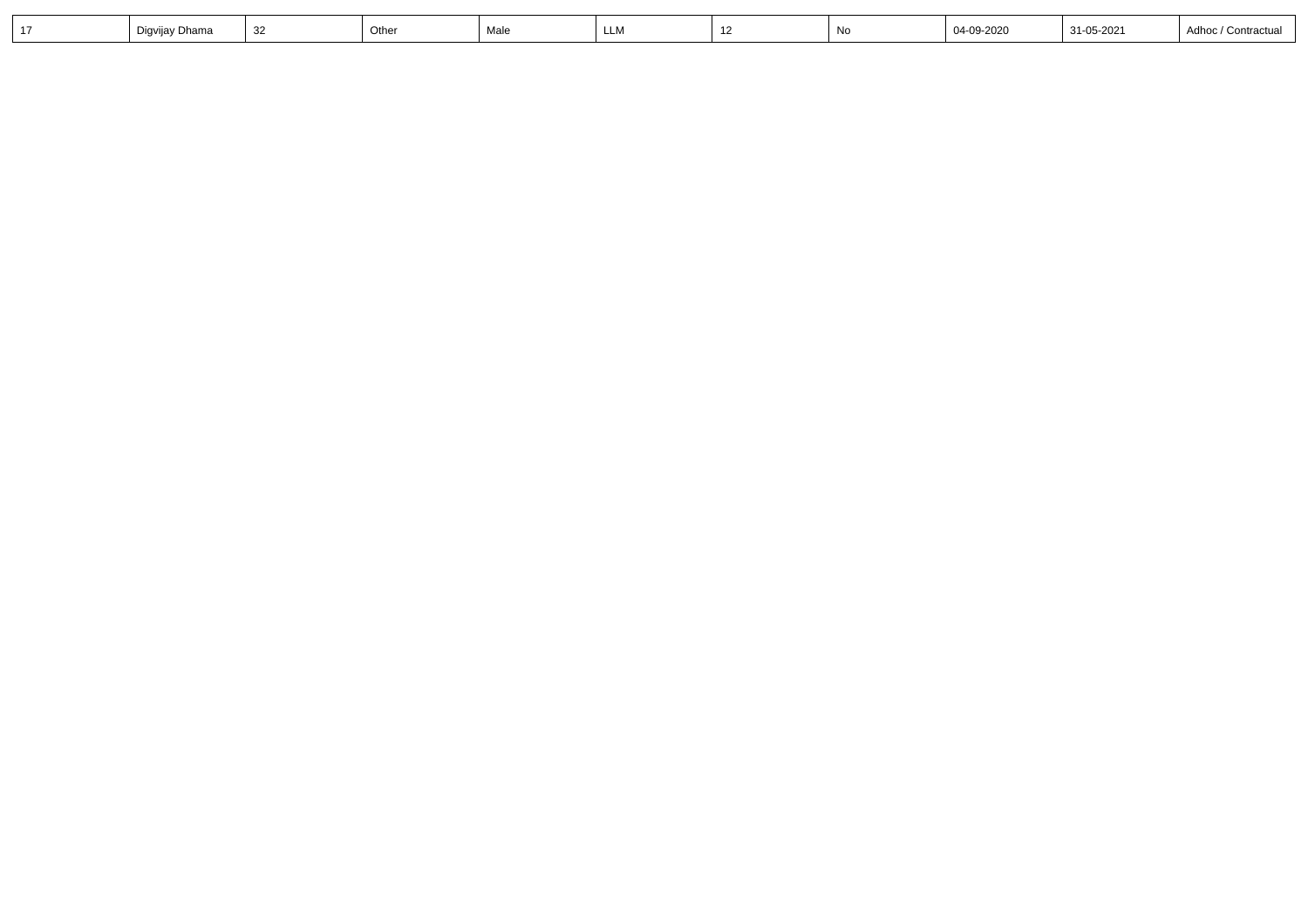| | | | | | | | | | | |
|---|---|---|---|---|---|---|---|---|---|---|
| 17 | Digvijay Dhama | 32 | Other | Male | LLM | 12 | No | 04-09-2020 | 31-05-2021 | Adhoc / Contractual |